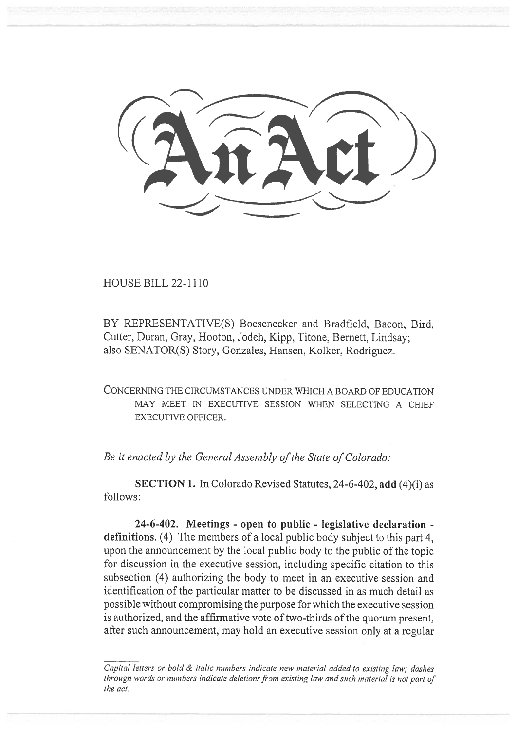# An Act

HOUSE BILL 22-1110

BY REPRESENTATIVE(S) Boesenecker and Bradfield, Bacon, Bird, Cutter, Duran, Gray, Hooton, Jodeh, Kipp, Titone, Bernett, Lindsay; also SENATOR(S) Story, Gonzales, Hansen, Kolker, Rodriguez.

CONCERNING THE CIRCUMSTANCES UNDER WHICH A BOARD OF EDUCATION MAY MEET IN EXECUTIVE SESSION WHEN SELECTING A CHIEF EXECUTIVE OFFICER.

*Be it enacted by the General Assembly of the State of Colorado:*

**SECTION 1.** In Colorado Revised Statutes, 24-6-402, **add** (4)(i) as follows:

**24-6-402. Meetings - open to public - legislative declaration - definitions.** (4) The members of a local public body subject to this part 4, upon the announcement by the local public body to the public of the topic for discussion in the executive session, including specific citation to this subsection (4) authorizing the body to meet in an executive session and identification of the particular matter to be discussed in as much detail as possible without compromising the purpose for which the executive session is authorized, and the affirmative vote of two-thirds of the quorum present, after such announcement, may hold an executive session only at a regular

*Capital letters or bold & italic numbers indicate new material added to existing law; dashes through words or numbers indicate deletions from existing law and such material is not part of the act.*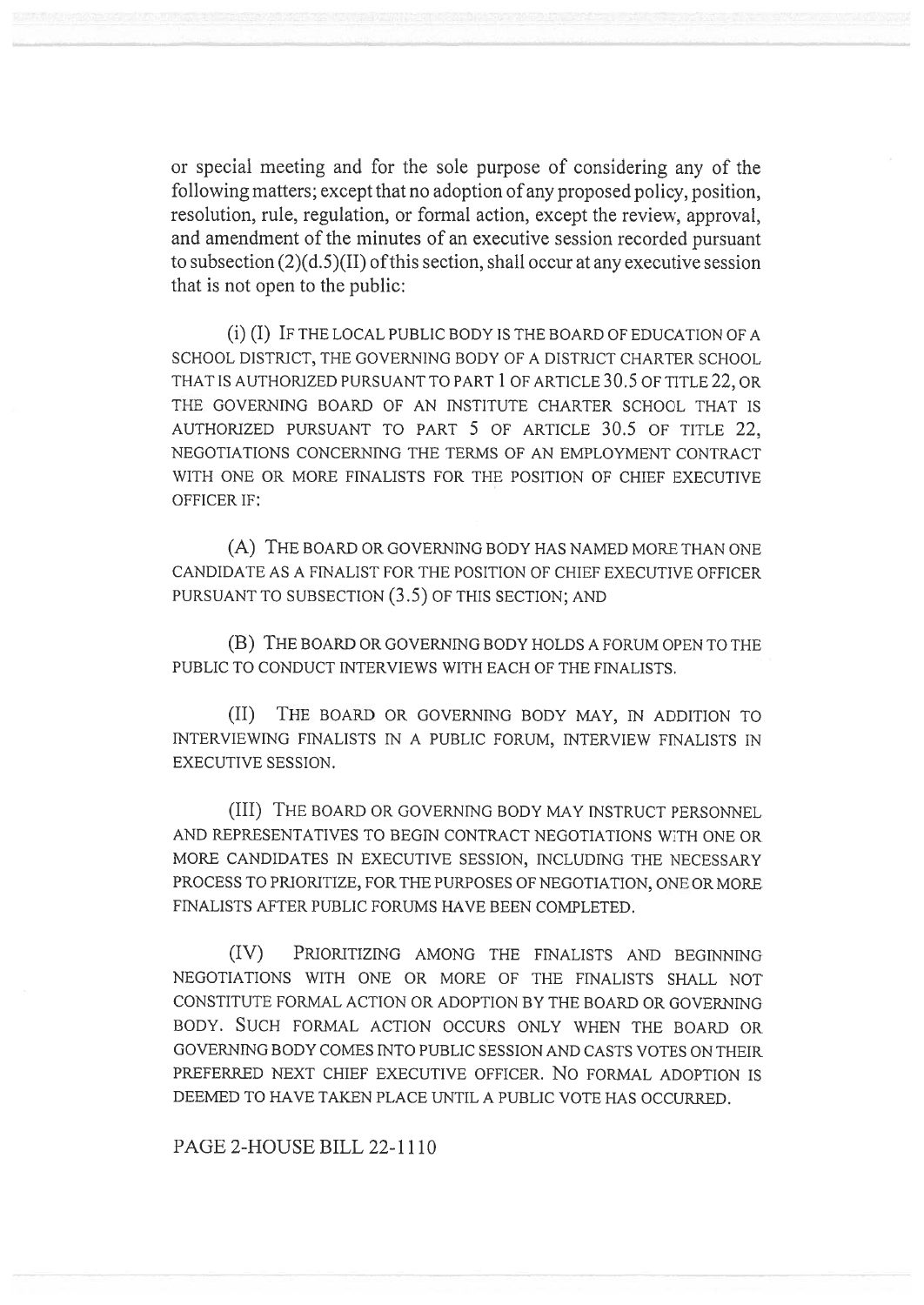or special meeting and for the sole purpose of considering any of the following matters; except that no adoption of any proposed policy, position, resolution, rule, regulation, or formal action, except the review, approval, and amendment of the minutes of an executive session recorded pursuant to subsection (2)(d.5)(II) of this section, shall occur at any executive session that is not open to the public:

(i) (I) IF THE LOCAL PUBLIC BODY IS THE BOARD OF EDUCATION OF A SCHOOL DISTRICT, THE GOVERNING BODY OF A DISTRICT CHARTER SCHOOL THAT IS AUTHORIZED PURSUANT TO PART 1 OF ARTICLE 30.5 OF TITLE 22, OR THE GOVERNING BOARD OF AN INSTITUTE CHARTER SCHOOL THAT IS AUTHORIZED PURSUANT TO PART 5 OF ARTICLE 30.5 OF TITLE 22, NEGOTIATIONS CONCERNING THE TERMS OF AN EMPLOYMENT CONTRACT WITH ONE OR MORE FINALISTS FOR THE POSITION OF CHIEF EXECUTIVE OFFICER IF:

(A) THE BOARD OR GOVERNING BODY HAS NAMED MORE THAN ONE CANDIDATE AS A FINALIST FOR THE POSITION OF CHIEF EXECUTIVE OFFICER PURSUANT TO SUBSECTION (3.5) OF THIS SECTION; AND

(B) THE BOARD OR GOVERNING BODY HOLDS A FORUM OPEN TO THE PUBLIC TO CONDUCT INTERVIEWS WITH EACH OF THE FINALISTS.

(II) THE BOARD OR GOVERNING BODY MAY, IN ADDITION TO INTERVIEWING FINALISTS IN A PUBLIC FORUM, INTERVIEW FINALISTS IN EXECUTIVE SESSION.

(III) THE BOARD OR GOVERNING BODY MAY INSTRUCT PERSONNEL AND REPRESENTATIVES TO BEGIN CONTRACT NEGOTIATIONS WITH ONE OR MORE CANDIDATES IN EXECUTIVE SESSION, INCLUDING THE NECESSARY PROCESS TO PRIORITIZE, FOR THE PURPOSES OF NEGOTIATION, ONE OR MORE FINALISTS AFTER PUBLIC FORUMS HAVE BEEN COMPLETED.

(IV) PRIORITIZING AMONG THE FINALISTS AND BEGINNING NEGOTIATIONS WITH ONE OR MORE OF THE FINALISTS SHALL NOT CONSTITUTE FORMAL ACTION OR ADOPTION BY THE BOARD OR GOVERNING BODY. SUCH FORMAL ACTION OCCURS ONLY WHEN THE BOARD OR GOVERNING BODY COMES INTO PUBLIC SESSION AND CASTS VOTES ON THEIR PREFERRED NEXT CHIEF EXECUTIVE OFFICER. NO FORMAL ADOPTION IS DEEMED TO HAVE TAKEN PLACE UNTIL A PUBLIC VOTE HAS OCCURRED.

PAGE 2-HOUSE BILL 22-1110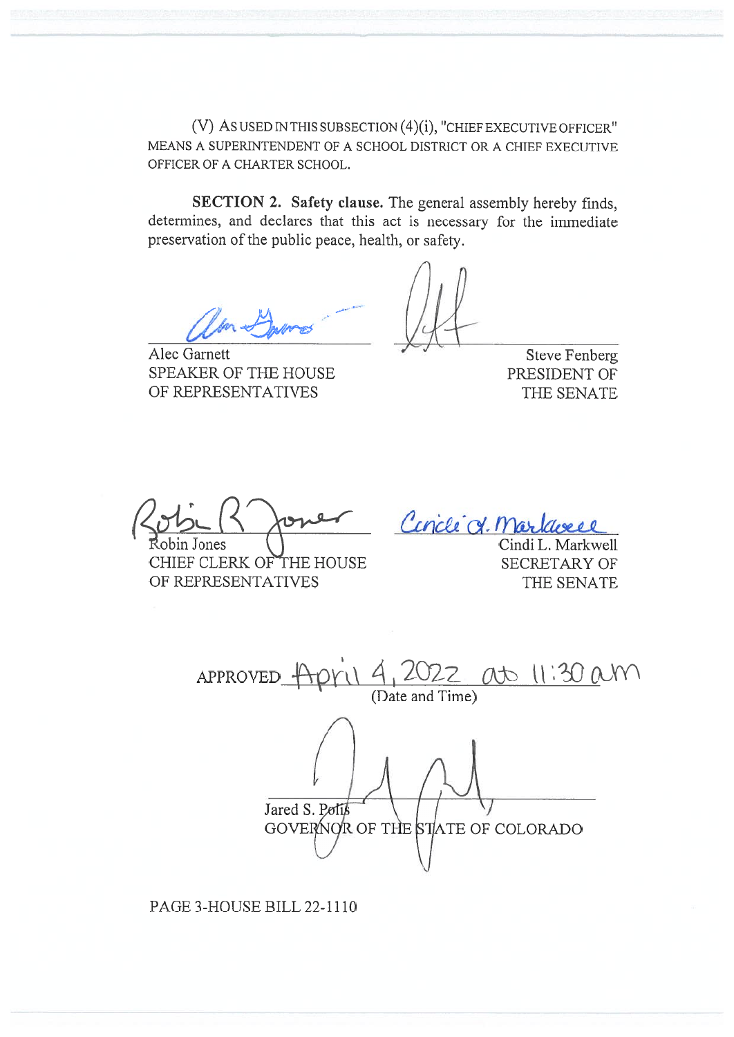(V) AS USED IN THIS SUBSECTION (4)(i), "CHIEF EXECUTIVE OFFICER" MEANS A SUPERINTENDENT OF A SCHOOL DISTRICT OR A CHIEF EXECUTIVE OFFICER OF A CHARTER SCHOOL.

**SECTION 2. Safety clause.** The general assembly hereby finds, determines, and declares that this act is necessary for the immediate preservation of the public peace, health, or safety.

| | |
|---|---|
| Alec Garnett<br>SPEAKER OF THE HOUSE<br>OF REPRESENTATIVES | Steve Fenberg<br>PRESIDENT OF<br>THE SENATE |
| Robin Jones<br>CHIEF CLERK OF THE HOUSE<br>OF REPRESENTATIVES | Cindi L. Markwell<br>SECRETARY OF<br>THE SENATE |

APPROVED April 4, 2022 at 11:30 am
(Date and Time)

Jared S. Polis
GOVERNOR OF THE STATE OF COLORADO

PAGE 3-HOUSE BILL 22-1110